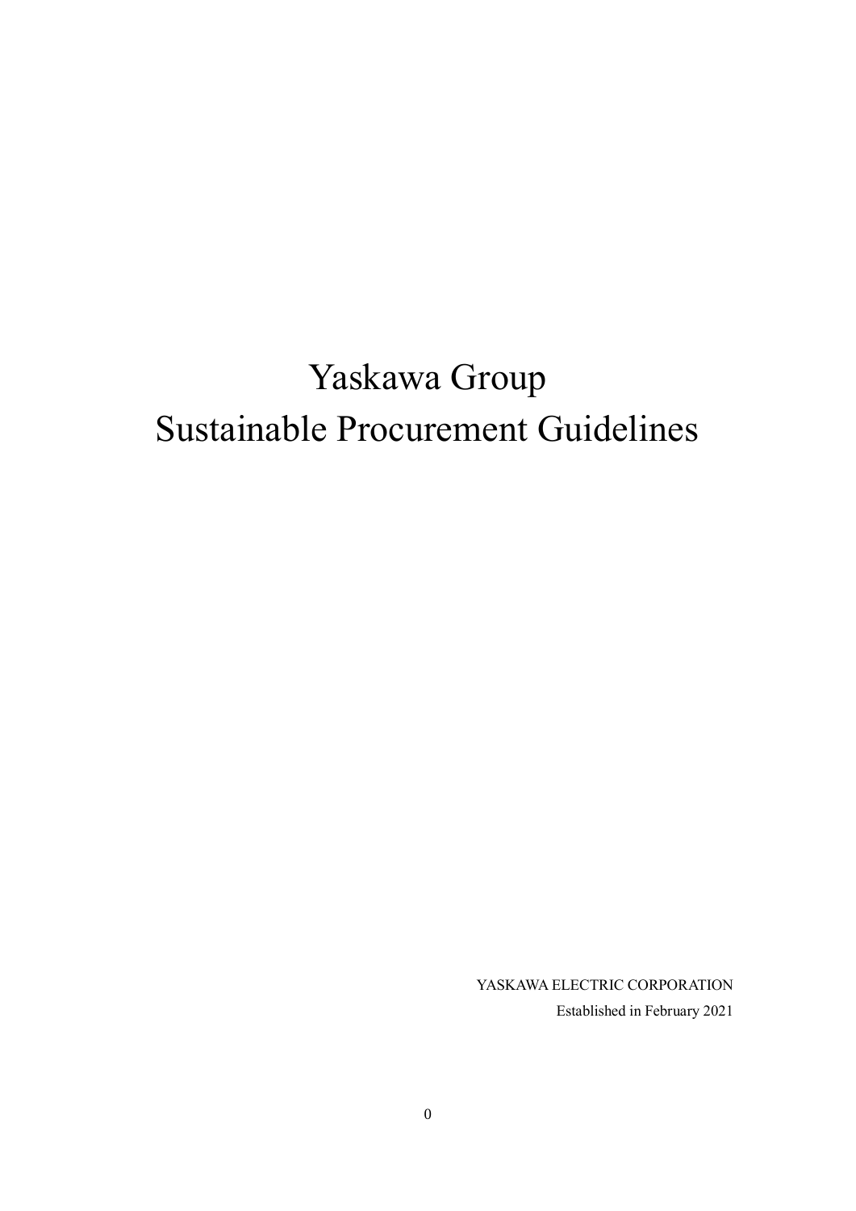# Yaskawa Group
# Sustainable Procurement Guidelines

YASKAWA ELECTRIC CORPORATION

Established in February 2021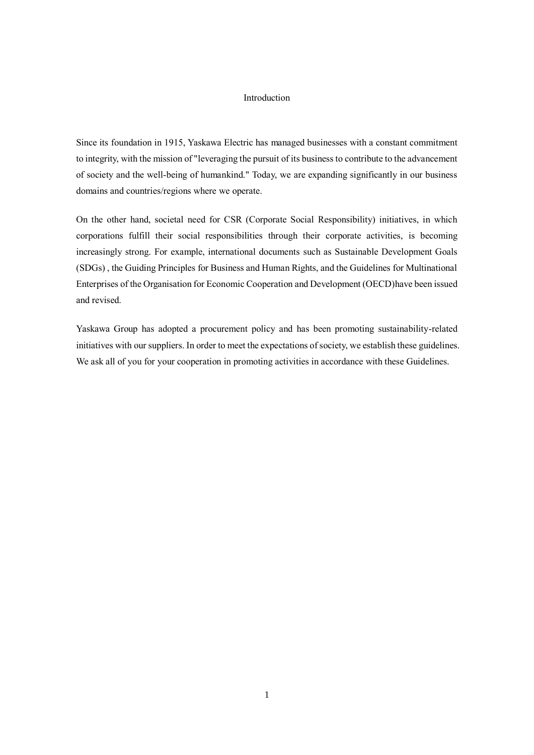# Introduction

Since its foundation in 1915, Yaskawa Electric has managed businesses with a constant commitment to integrity, with the mission of "leveraging the pursuit of its business to contribute to the advancement of society and the well-being of humankind." Today, we are expanding significantly in our business domains and countries/regions where we operate.

On the other hand, societal need for CSR (Corporate Social Responsibility) initiatives, in which corporations fulfill their social responsibilities through their corporate activities, is becoming increasingly strong. For example, international documents such as Sustainable Development Goals (SDGs) , the Guiding Principles for Business and Human Rights, and the Guidelines for Multinational Enterprises of the Organisation for Economic Cooperation and Development (OECD)have been issued and revised.

Yaskawa Group has adopted a procurement policy and has been promoting sustainability-related initiatives with our suppliers. In order to meet the expectations of society, we establish these guidelines. We ask all of you for your cooperation in promoting activities in accordance with these Guidelines.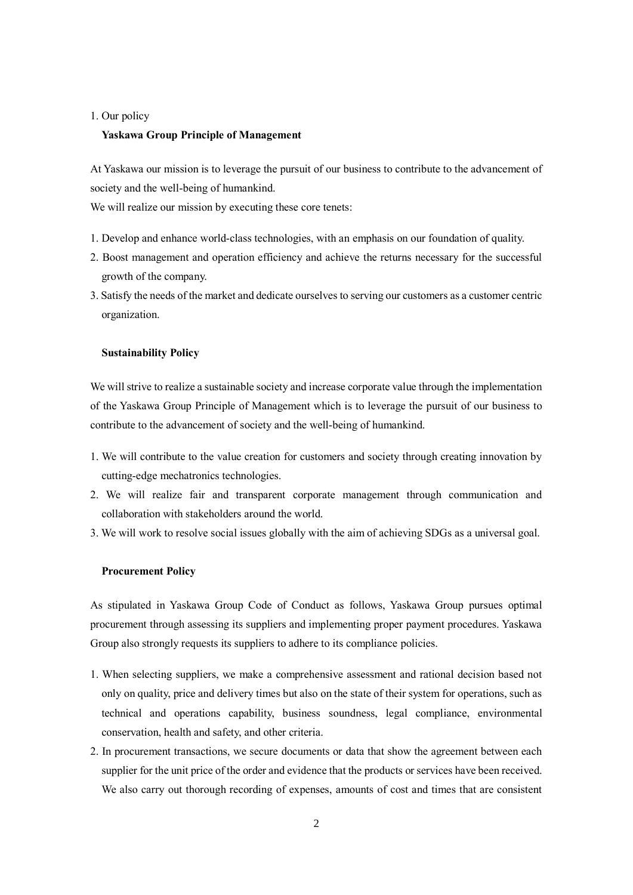1. Our policy

**Yaskawa Group Principle of Management**

At Yaskawa our mission is to leverage the pursuit of our business to contribute to the advancement of society and the well-being of humankind.
We will realize our mission by executing these core tenets:

1. Develop and enhance world-class technologies, with an emphasis on our foundation of quality.
2. Boost management and operation efficiency and achieve the returns necessary for the successful growth of the company.
3. Satisfy the needs of the market and dedicate ourselves to serving our customers as a customer centric organization.

**Sustainability Policy**

We will strive to realize a sustainable society and increase corporate value through the implementation of the Yaskawa Group Principle of Management which is to leverage the pursuit of our business to contribute to the advancement of society and the well-being of humankind.

1. We will contribute to the value creation for customers and society through creating innovation by cutting-edge mechatronics technologies.
2. We will realize fair and transparent corporate management through communication and collaboration with stakeholders around the world.
3. We will work to resolve social issues globally with the aim of achieving SDGs as a universal goal.

**Procurement Policy**

As stipulated in Yaskawa Group Code of Conduct as follows, Yaskawa Group pursues optimal procurement through assessing its suppliers and implementing proper payment procedures. Yaskawa Group also strongly requests its suppliers to adhere to its compliance policies.

1. When selecting suppliers, we make a comprehensive assessment and rational decision based not only on quality, price and delivery times but also on the state of their system for operations, such as technical and operations capability, business soundness, legal compliance, environmental conservation, health and safety, and other criteria.
2. In procurement transactions, we secure documents or data that show the agreement between each supplier for the unit price of the order and evidence that the products or services have been received. We also carry out thorough recording of expenses, amounts of cost and times that are consistent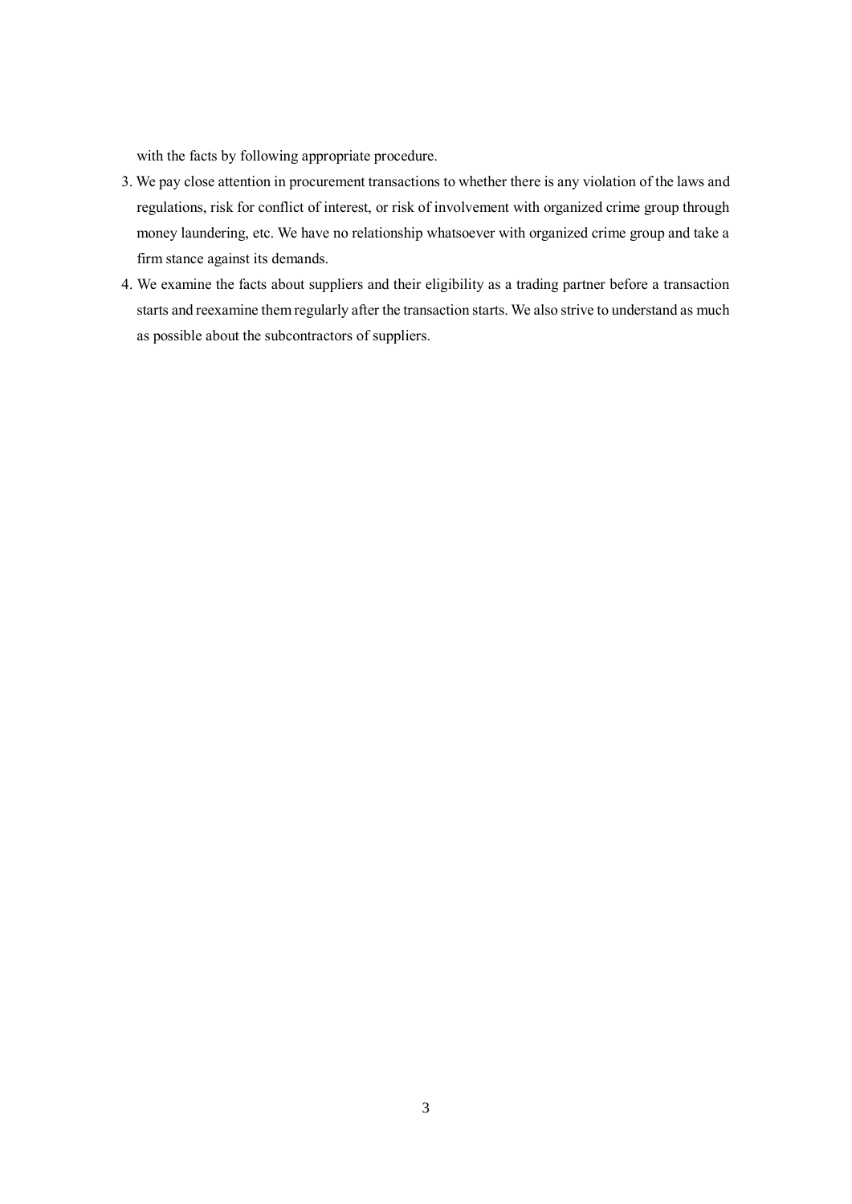with the facts by following appropriate procedure.

3. We pay close attention in procurement transactions to whether there is any violation of the laws and regulations, risk for conflict of interest, or risk of involvement with organized crime group through money laundering, etc. We have no relationship whatsoever with organized crime group and take a firm stance against its demands.
4. We examine the facts about suppliers and their eligibility as a trading partner before a transaction starts and reexamine them regularly after the transaction starts. We also strive to understand as much as possible about the subcontractors of suppliers.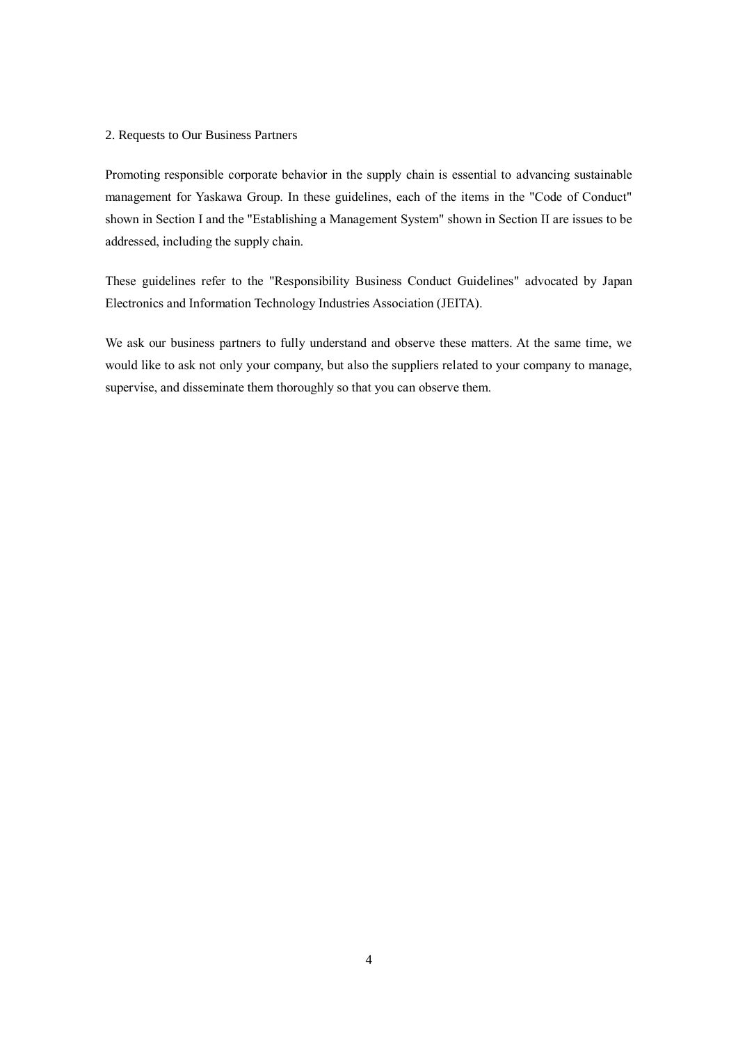## 2. Requests to Our Business Partners

Promoting responsible corporate behavior in the supply chain is essential to advancing sustainable management for Yaskawa Group. In these guidelines, each of the items in the "Code of Conduct" shown in Section I and the "Establishing a Management System" shown in Section II are issues to be addressed, including the supply chain.

These guidelines refer to the "Responsibility Business Conduct Guidelines" advocated by Japan Electronics and Information Technology Industries Association (JEITA).

We ask our business partners to fully understand and observe these matters. At the same time, we would like to ask not only your company, but also the suppliers related to your company to manage, supervise, and disseminate them thoroughly so that you can observe them.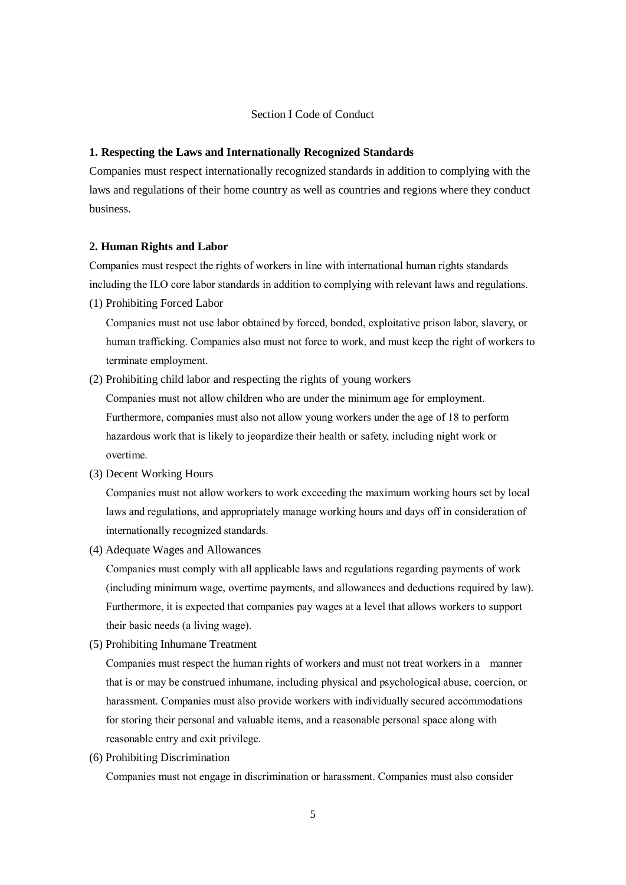Section I Code of Conduct

### 1. Respecting the Laws and Internationally Recognized Standards

Companies must respect internationally recognized standards in addition to complying with the laws and regulations of their home country as well as countries and regions where they conduct business.

### 2. Human Rights and Labor

Companies must respect the rights of workers in line with international human rights standards including the ILO core labor standards in addition to complying with relevant laws and regulations.

(1) Prohibiting Forced Labor

Companies must not use labor obtained by forced, bonded, exploitative prison labor, slavery, or human trafficking. Companies also must not force to work, and must keep the right of workers to terminate employment.

(2) Prohibiting child labor and respecting the rights of young workers

Companies must not allow children who are under the minimum age for employment. Furthermore, companies must also not allow young workers under the age of 18 to perform hazardous work that is likely to jeopardize their health or safety, including night work or overtime.

(3) Decent Working Hours

Companies must not allow workers to work exceeding the maximum working hours set by local laws and regulations, and appropriately manage working hours and days off in consideration of internationally recognized standards.

(4) Adequate Wages and Allowances

Companies must comply with all applicable laws and regulations regarding payments of work (including minimum wage, overtime payments, and allowances and deductions required by law). Furthermore, it is expected that companies pay wages at a level that allows workers to support their basic needs (a living wage).

(5) Prohibiting Inhumane Treatment

Companies must respect the human rights of workers and must not treat workers in a manner that is or may be construed inhumane, including physical and psychological abuse, coercion, or harassment. Companies must also provide workers with individually secured accommodations for storing their personal and valuable items, and a reasonable personal space along with reasonable entry and exit privilege.

(6) Prohibiting Discrimination

Companies must not engage in discrimination or harassment. Companies must also consider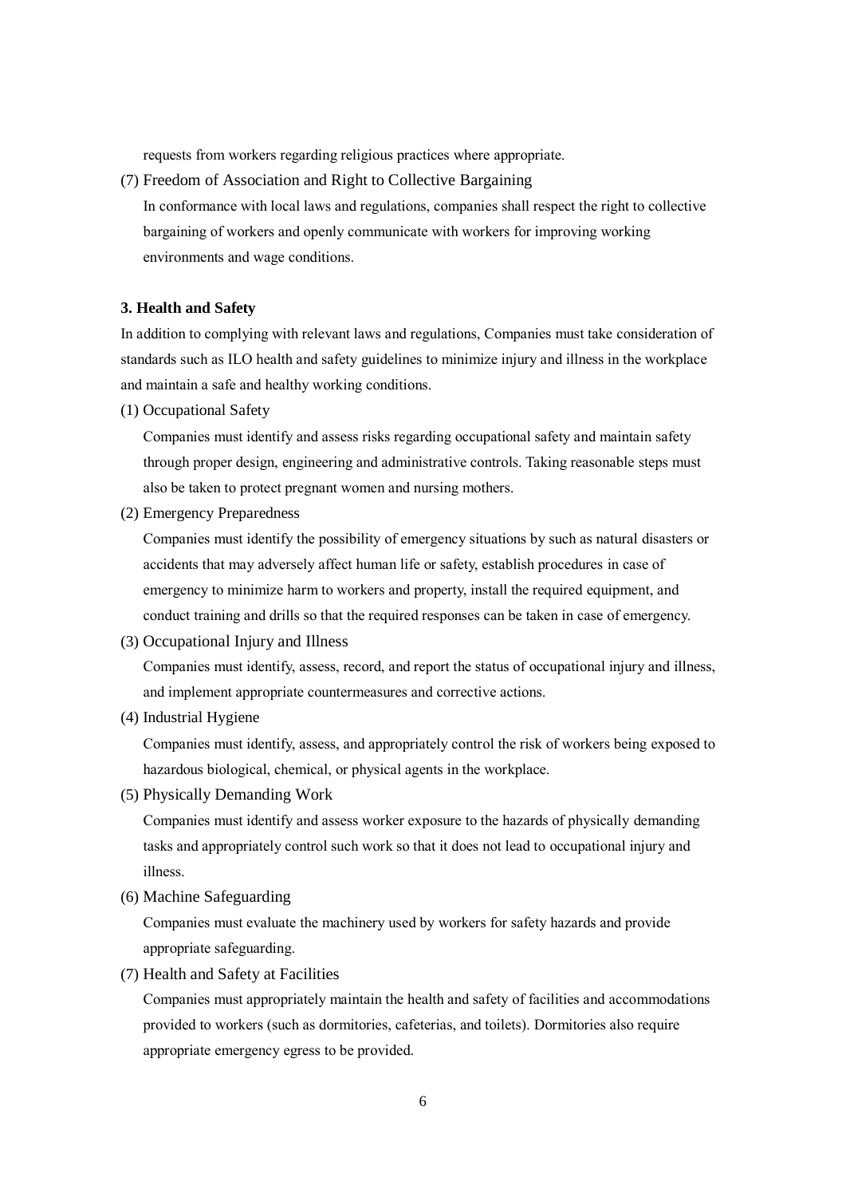requests from workers regarding religious practices where appropriate.

(7) Freedom of Association and Right to Collective Bargaining

In conformance with local laws and regulations, companies shall respect the right to collective bargaining of workers and openly communicate with workers for improving working environments and wage conditions.

**3. Health and Safety**

In addition to complying with relevant laws and regulations, Companies must take consideration of standards such as ILO health and safety guidelines to minimize injury and illness in the workplace and maintain a safe and healthy working conditions.

(1) Occupational Safety

Companies must identify and assess risks regarding occupational safety and maintain safety through proper design, engineering and administrative controls. Taking reasonable steps must also be taken to protect pregnant women and nursing mothers.

(2) Emergency Preparedness

Companies must identify the possibility of emergency situations by such as natural disasters or accidents that may adversely affect human life or safety, establish procedures in case of emergency to minimize harm to workers and property, install the required equipment, and conduct training and drills so that the required responses can be taken in case of emergency.

(3) Occupational Injury and Illness

Companies must identify, assess, record, and report the status of occupational injury and illness, and implement appropriate countermeasures and corrective actions.

(4) Industrial Hygiene

Companies must identify, assess, and appropriately control the risk of workers being exposed to hazardous biological, chemical, or physical agents in the workplace.

(5) Physically Demanding Work

Companies must identify and assess worker exposure to the hazards of physically demanding tasks and appropriately control such work so that it does not lead to occupational injury and illness.

(6) Machine Safeguarding

Companies must evaluate the machinery used by workers for safety hazards and provide appropriate safeguarding.

(7) Health and Safety at Facilities

Companies must appropriately maintain the health and safety of facilities and accommodations provided to workers (such as dormitories, cafeterias, and toilets). Dormitories also require appropriate emergency egress to be provided.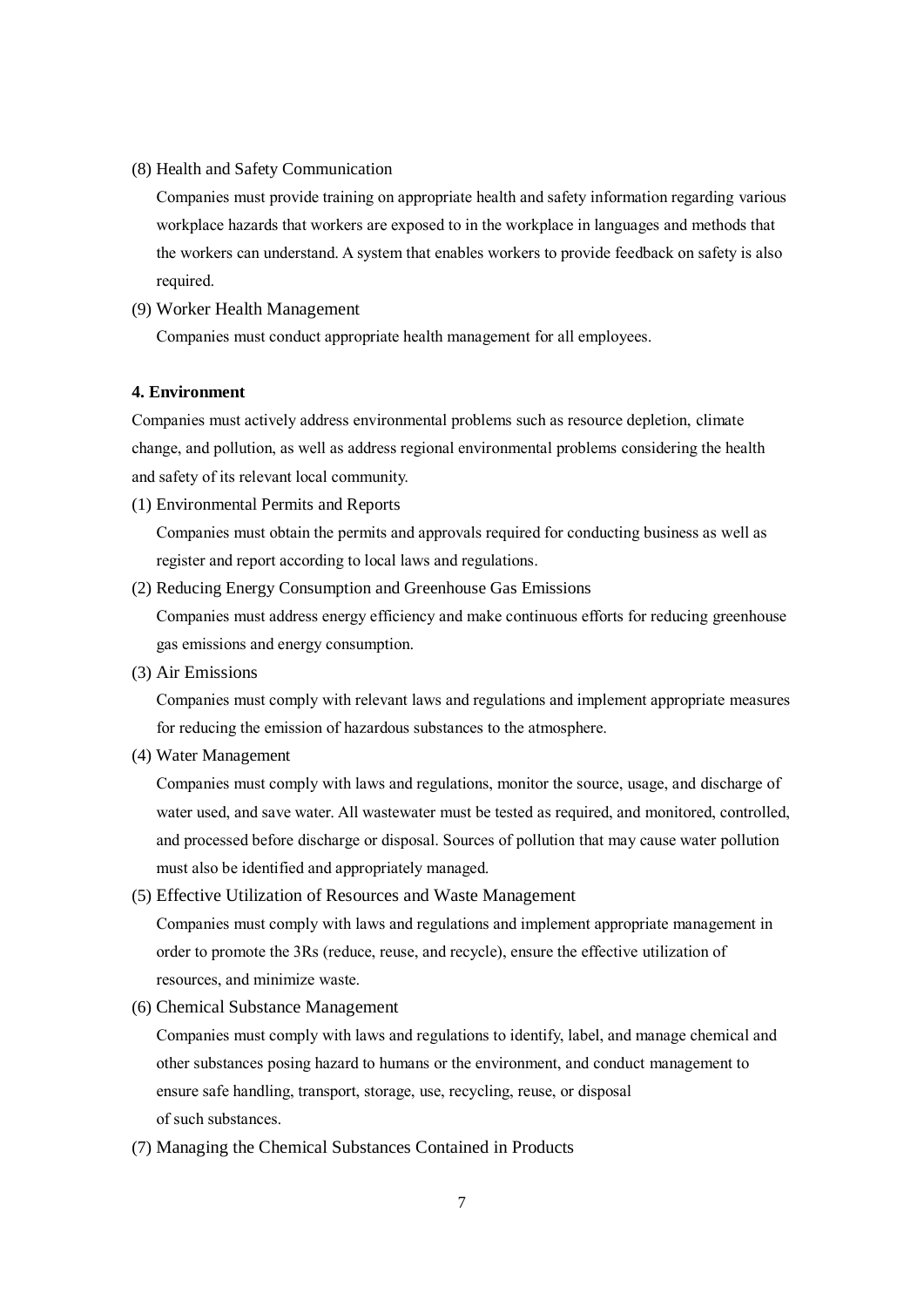(8) Health and Safety Communication

Companies must provide training on appropriate health and safety information regarding various workplace hazards that workers are exposed to in the workplace in languages and methods that the workers can understand. A system that enables workers to provide feedback on safety is also required.

(9) Worker Health Management

Companies must conduct appropriate health management for all employees.

**4. Environment**

Companies must actively address environmental problems such as resource depletion, climate change, and pollution, as well as address regional environmental problems considering the health and safety of its relevant local community.

(1) Environmental Permits and Reports

Companies must obtain the permits and approvals required for conducting business as well as register and report according to local laws and regulations.

(2) Reducing Energy Consumption and Greenhouse Gas Emissions

Companies must address energy efficiency and make continuous efforts for reducing greenhouse gas emissions and energy consumption.

(3) Air Emissions

Companies must comply with relevant laws and regulations and implement appropriate measures for reducing the emission of hazardous substances to the atmosphere.

(4) Water Management

Companies must comply with laws and regulations, monitor the source, usage, and discharge of water used, and save water. All wastewater must be tested as required, and monitored, controlled, and processed before discharge or disposal. Sources of pollution that may cause water pollution must also be identified and appropriately managed.

(5) Effective Utilization of Resources and Waste Management

Companies must comply with laws and regulations and implement appropriate management in order to promote the 3Rs (reduce, reuse, and recycle), ensure the effective utilization of resources, and minimize waste.

(6) Chemical Substance Management

Companies must comply with laws and regulations to identify, label, and manage chemical and other substances posing hazard to humans or the environment, and conduct management to ensure safe handling, transport, storage, use, recycling, reuse, or disposal of such substances.

(7) Managing the Chemical Substances Contained in Products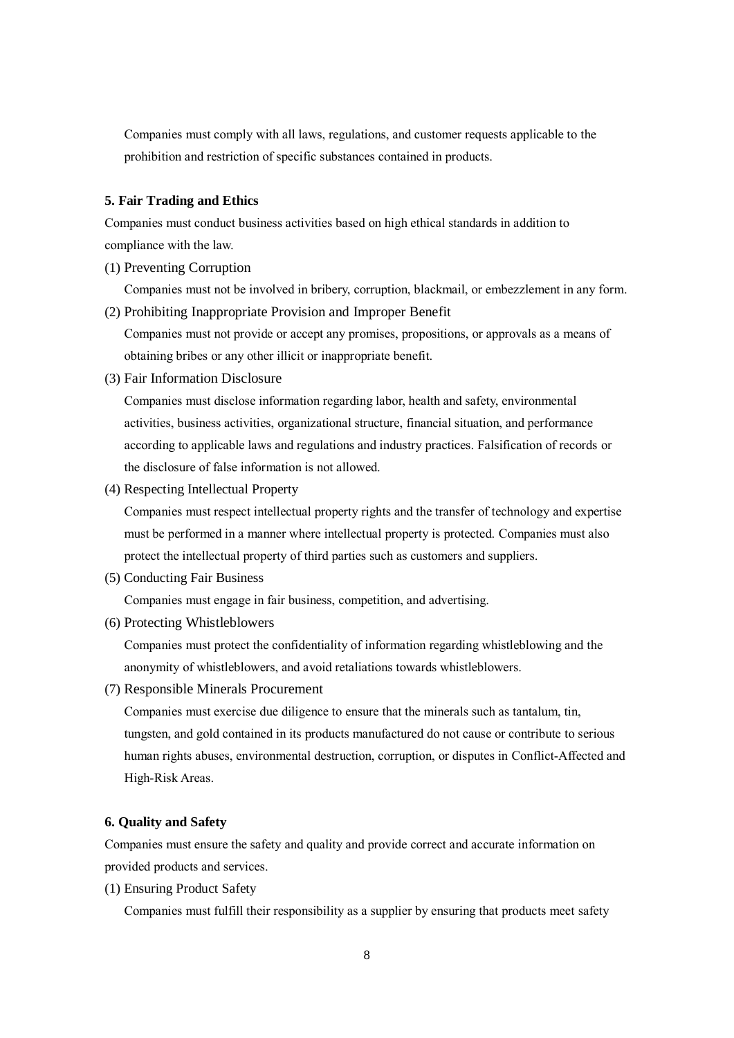Companies must comply with all laws, regulations, and customer requests applicable to the prohibition and restriction of specific substances contained in products.

### 5. Fair Trading and Ethics

Companies must conduct business activities based on high ethical standards in addition to compliance with the law.

(1) Preventing Corruption

Companies must not be involved in bribery, corruption, blackmail, or embezzlement in any form.

(2) Prohibiting Inappropriate Provision and Improper Benefit

Companies must not provide or accept any promises, propositions, or approvals as a means of obtaining bribes or any other illicit or inappropriate benefit.

(3) Fair Information Disclosure

Companies must disclose information regarding labor, health and safety, environmental activities, business activities, organizational structure, financial situation, and performance according to applicable laws and regulations and industry practices. Falsification of records or the disclosure of false information is not allowed.

(4) Respecting Intellectual Property

Companies must respect intellectual property rights and the transfer of technology and expertise must be performed in a manner where intellectual property is protected. Companies must also protect the intellectual property of third parties such as customers and suppliers.

(5) Conducting Fair Business

Companies must engage in fair business, competition, and advertising.

(6) Protecting Whistleblowers

Companies must protect the confidentiality of information regarding whistleblowing and the anonymity of whistleblowers, and avoid retaliations towards whistleblowers.

(7) Responsible Minerals Procurement

Companies must exercise due diligence to ensure that the minerals such as tantalum, tin, tungsten, and gold contained in its products manufactured do not cause or contribute to serious human rights abuses, environmental destruction, corruption, or disputes in Conflict-Affected and High-Risk Areas.

### 6. Quality and Safety

Companies must ensure the safety and quality and provide correct and accurate information on provided products and services.

(1) Ensuring Product Safety

Companies must fulfill their responsibility as a supplier by ensuring that products meet safety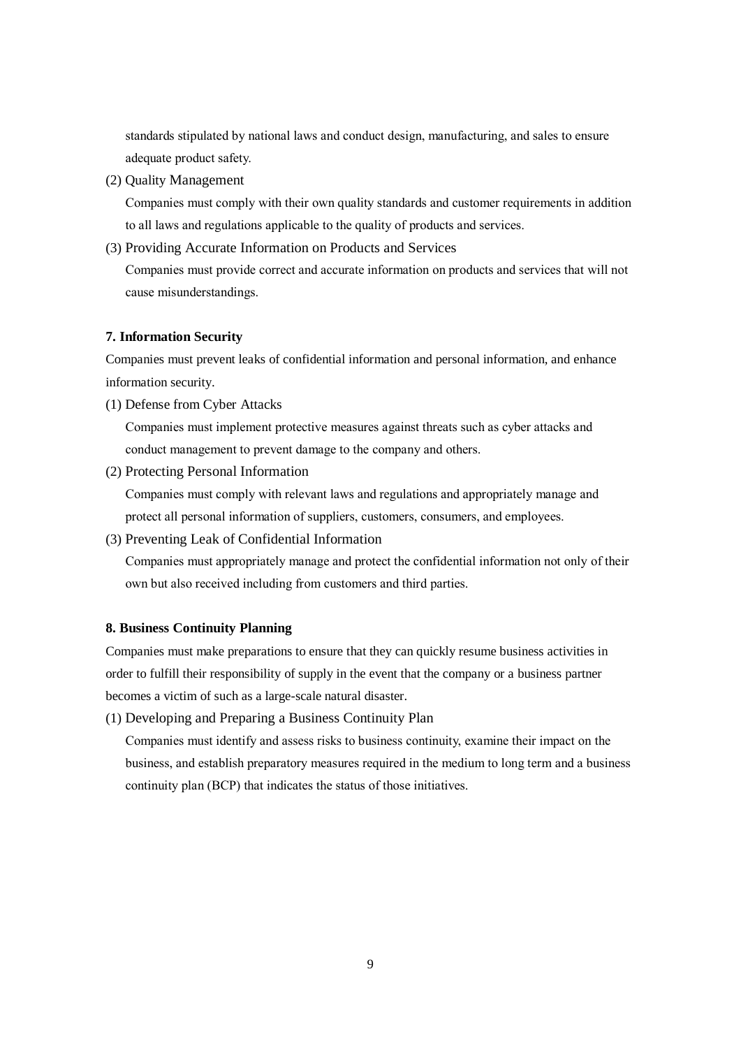standards stipulated by national laws and conduct design, manufacturing, and sales to ensure adequate product safety.

(2) Quality Management

Companies must comply with their own quality standards and customer requirements in addition to all laws and regulations applicable to the quality of products and services.

(3) Providing Accurate Information on Products and Services

Companies must provide correct and accurate information on products and services that will not cause misunderstandings.

**7. Information Security**

Companies must prevent leaks of confidential information and personal information, and enhance information security.

(1) Defense from Cyber Attacks

Companies must implement protective measures against threats such as cyber attacks and conduct management to prevent damage to the company and others.

(2) Protecting Personal Information

Companies must comply with relevant laws and regulations and appropriately manage and protect all personal information of suppliers, customers, consumers, and employees.

(3) Preventing Leak of Confidential Information

Companies must appropriately manage and protect the confidential information not only of their own but also received including from customers and third parties.

**8. Business Continuity Planning**

Companies must make preparations to ensure that they can quickly resume business activities in order to fulfill their responsibility of supply in the event that the company or a business partner becomes a victim of such as a large-scale natural disaster.

(1) Developing and Preparing a Business Continuity Plan

Companies must identify and assess risks to business continuity, examine their impact on the business, and establish preparatory measures required in the medium to long term and a business continuity plan (BCP) that indicates the status of those initiatives.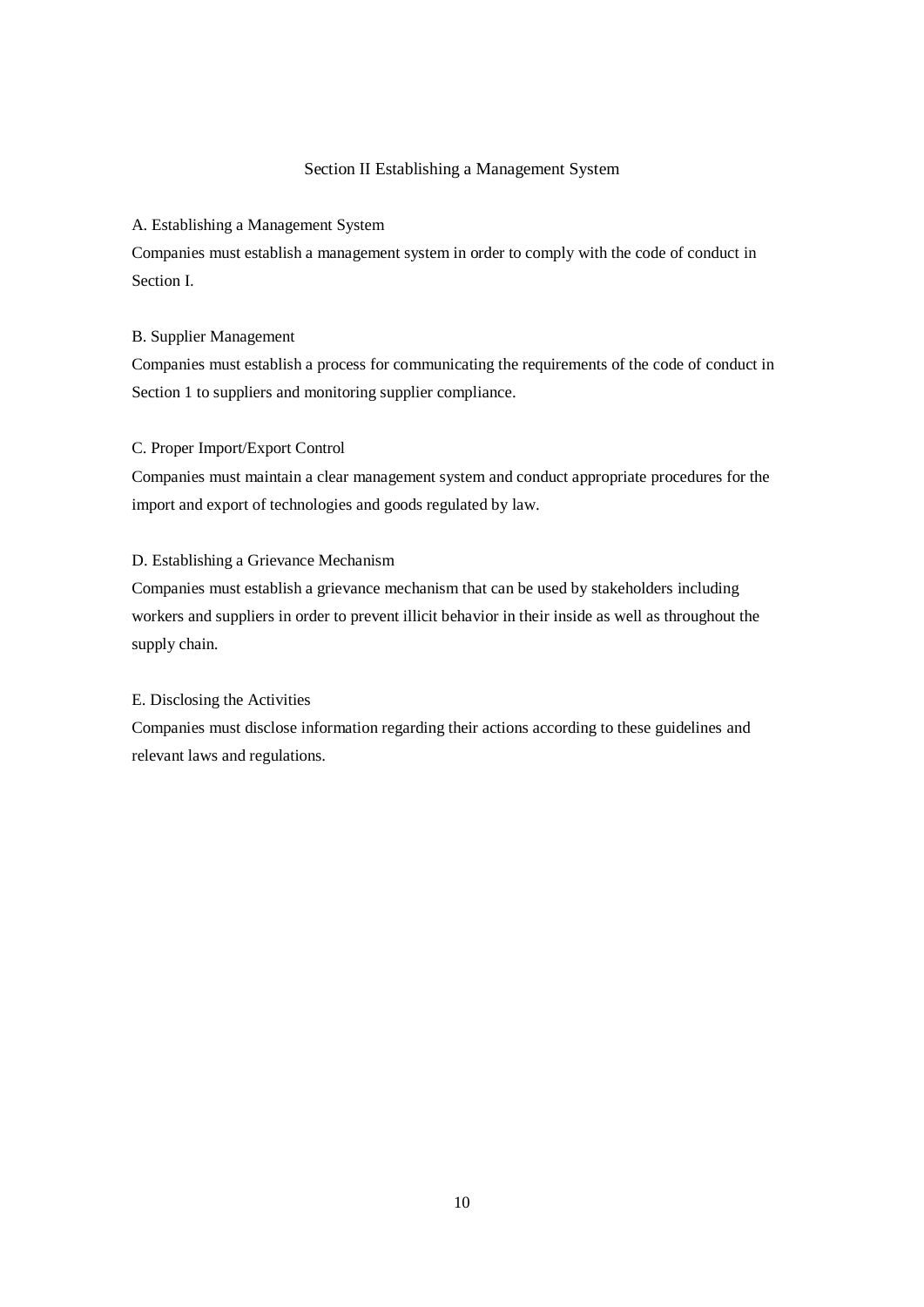## Section II Establishing a Management System

### A. Establishing a Management System

Companies must establish a management system in order to comply with the code of conduct in Section I.

### B. Supplier Management

Companies must establish a process for communicating the requirements of the code of conduct in Section 1 to suppliers and monitoring supplier compliance.

### C. Proper Import/Export Control

Companies must maintain a clear management system and conduct appropriate procedures for the import and export of technologies and goods regulated by law.

### D. Establishing a Grievance Mechanism

Companies must establish a grievance mechanism that can be used by stakeholders including workers and suppliers in order to prevent illicit behavior in their inside as well as throughout the supply chain.

### E. Disclosing the Activities

Companies must disclose information regarding their actions according to these guidelines and relevant laws and regulations.